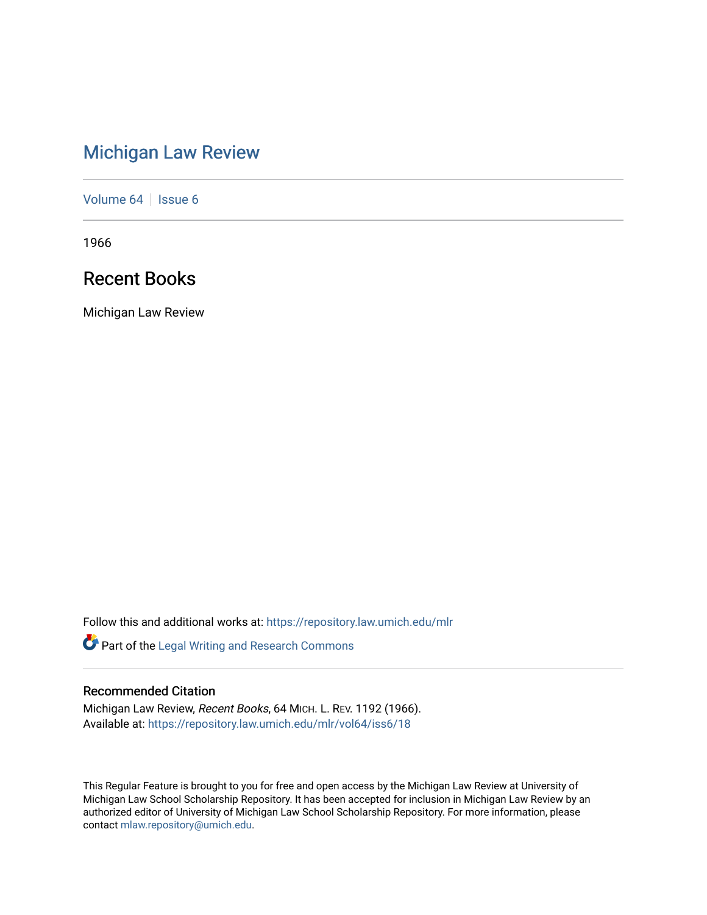# Michigan Law Review

Volume 64 | Issue 6

1966

## Recent Books

Michigan Law Review

Follow this and additional works at: https://repository.law.umich.edu/mlr

Part of the Legal Writing and Research Commons

### Recommended Citation

Michigan Law Review, *Recent Books*, 64 MICH. L. REV. 1192 (1966).
Available at: https://repository.law.umich.edu/mlr/vol64/iss6/18

This Regular Feature is brought to you for free and open access by the Michigan Law Review at University of Michigan Law School Scholarship Repository. It has been accepted for inclusion in Michigan Law Review by an authorized editor of University of Michigan Law School Scholarship Repository. For more information, please contact mlaw.repository@umich.edu.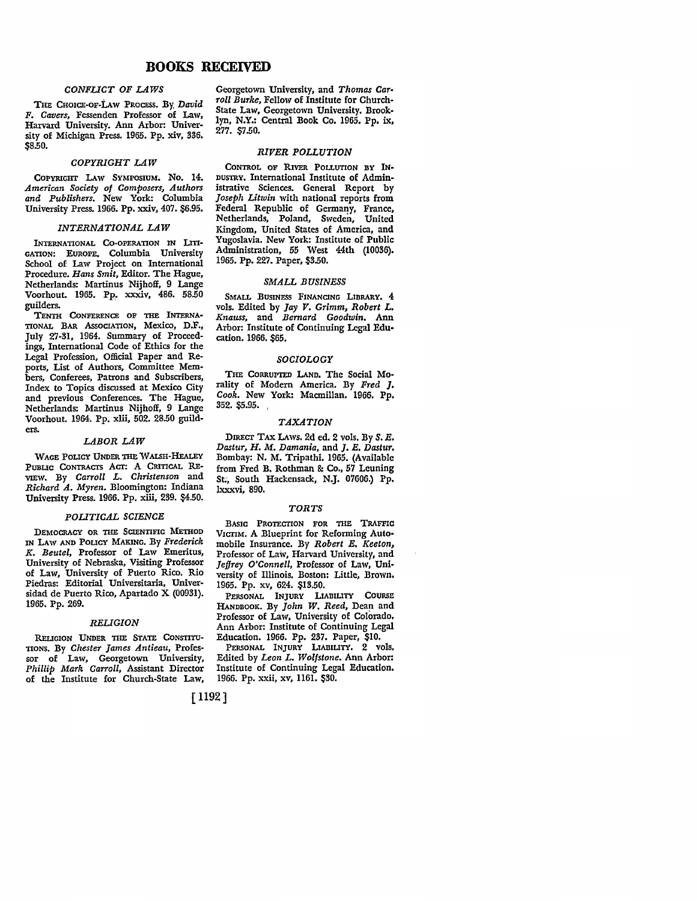# BOOKS RECEIVED

### *CONFLICT OF LAWS*

THE CHOICE-OF-LAW PROCESS. By *David F. Cavers*, Fessenden Professor of Law, Harvard University. Ann Arbor: University of Michigan Press. 1965. Pp. xiv, 336. $8.50.

### *COPYRIGHT LAW*

COPYRIGHT LAW SYMPOSIUM. No. 14. *American Society of Composers, Authors and Publishers*. New York: Columbia University Press. 1966. Pp. xxiv, 407. $6.95.

### *INTERNATIONAL LAW*

INTERNATIONAL CO-OPERATION IN LITIGATION: EUROPE. Columbia University School of Law Project on International Procedure. *Hans Smit*, Editor. The Hague, Netherlands: Martinus Nijhoff, 9 Lange Voorhout. 1965. Pp. xxxiv, 486. 58.50 guilders.

TENTH CONFERENCE OF THE INTERNATIONAL BAR ASSOCIATION, Mexico, D.F., July 27-31, 1964. Summary of Proceedings, International Code of Ethics for the Legal Profession, Official Paper and Reports, List of Authors, Committee Members, Conferees, Patrons and Subscribers, Index to Topics discussed at Mexico City and previous Conferences. The Hague, Netherlands: Martinus Nijhoff, 9 Lange Voorhout. 1964. Pp. xlii, 502. 28.50 guilders.

### *LABOR LAW*

WAGE POLICY UNDER THE WALSH-HEALEY PUBLIC CONTRACTS ACT: A CRITICAL REVIEW. By *Carroll L. Christenson* and *Richard A. Myren*. Bloomington: Indiana University Press. 1966. Pp. xiii, 239. $4.50.

### *POLITICAL SCIENCE*

DEMOCRACY OR THE SCIENTIFIC METHOD IN LAW AND POLICY MAKING. By *Frederick K. Beutel*, Professor of Law Emeritus, University of Nebraska, Visiting Professor of Law, University of Puerto Rico. Rio Piedras: Editorial Universitaria, Universidad de Puerto Rico, Apartado X (00931). 1965. Pp. 269.

### *RELIGION*

RELIGION UNDER THE STATE CONSTITUTIONS. By *Chester James Antieau*, Professor of Law, Georgetown University, *Phillip Mark Carroll*, Assistant Director of the Institute for Church-State Law, Georgetown University, and *Thomas Carroll Burke*, Fellow of Institute for Church-State Law, Georgetown University. Brooklyn, N.Y.: Central Book Co. 1965. Pp. ix, 277. $7.50.

### *RIVER POLLUTION*

CONTROL OF RIVER POLLUTION BY INDUSTRY. International Institute of Administrative Sciences. General Report by *Joseph Litwin* with national reports from Federal Republic of Germany, France, Netherlands, Poland, Sweden, United Kingdom, United States of America, and Yugoslavia. New York: Institute of Public Administration, 55 West 44th (10036). 1965. Pp. 227. Paper, $3.50.

### *SMALL BUSINESS*

SMALL BUSINESS FINANCING LIBRARY. 4 vols. Edited by *Jay V. Grimm*, *Robert L. Knauss*, and *Bernard Goodwin*. Ann Arbor: Institute of Continuing Legal Education. 1966. $65.

### *SOCIOLOGY*

THE CORRUPTED LAND. The Social Morality of Modern America. By *Fred J. Cook*. New York: Macmillan. 1966. Pp. 352. $5.95.

### *TAXATION*

DIRECT TAX LAWS. 2d ed. 2 vols. By *S. E. Dastur*, *H. M. Damania*, and *J. E. Dastur*. Bombay: N. M. Tripathi. 1965. (Available from Fred B. Rothman & Co., 57 Leuning St., South Hackensack, N.J. 07606.) Pp. lxxxvi, 890.

### *TORTS*

BASIC PROTECTION FOR THE TRAFFIC VICTIM. A Blueprint for Reforming Automobile Insurance. By *Robert E. Keeton*, Professor of Law, Harvard University, and *Jeffrey O'Connell*, Professor of Law, University of Illinois. Boston: Little, Brown. 1965. Pp. xv, 624. $13.50.

PERSONAL INJURY LIABILITY COURSE HANDBOOK. By *John W. Reed*, Dean and Professor of Law, University of Colorado. Ann Arbor: Institute of Continuing Legal Education. 1966. Pp. 237. Paper, $10.

PERSONAL INJURY LIABILITY. 2 vols. Edited by *Leon L. Wolfstone*. Ann Arbor: Institute of Continuing Legal Education. 1966. Pp. xxii, xv, 1161. $30.